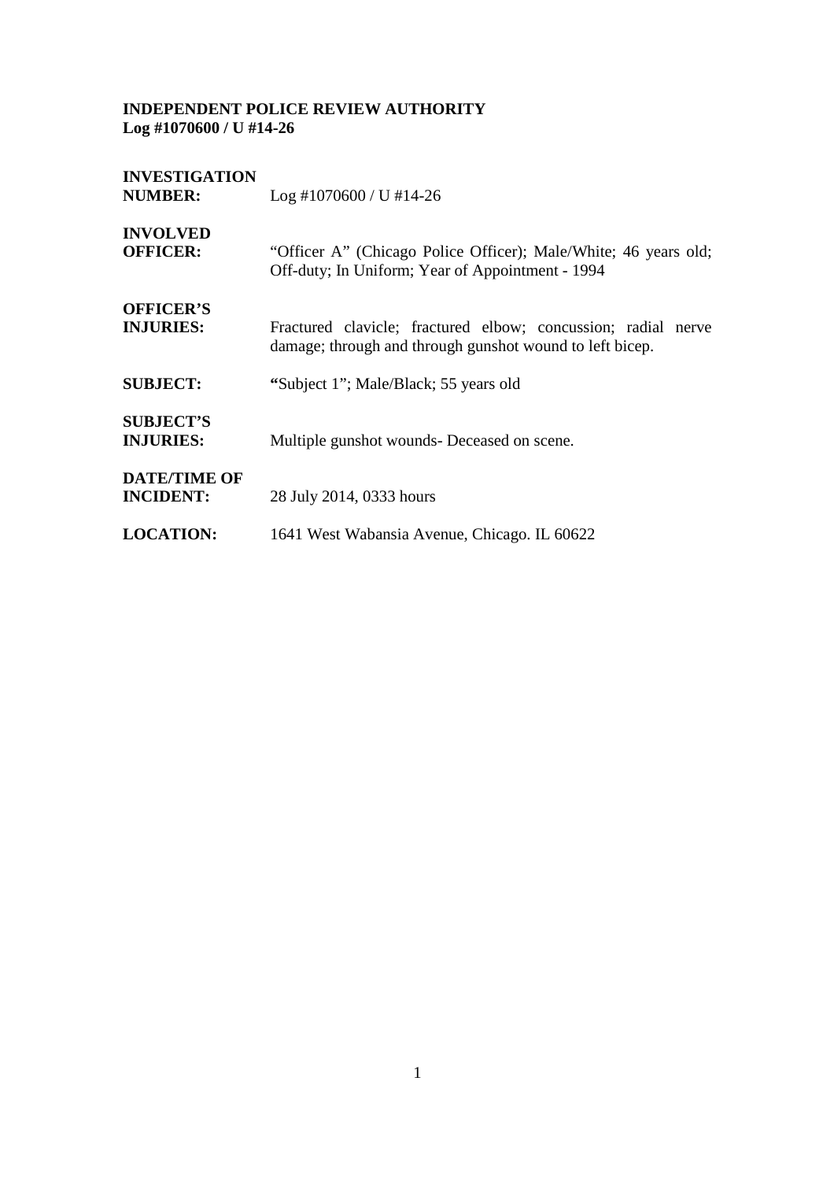**INDEPENDENT POLICE REVIEW AUTHORITY**
**Log #1070600 / U #14-26**

| | |
|---|---|
| **INVESTIGATION NUMBER:** | Log #1070600 / U #14-26 |
| **INVOLVED OFFICER:** | "Officer A" (Chicago Police Officer); Male/White; 46 years old; Off-duty; In Uniform; Year of Appointment - 1994 |
| **OFFICER'S INJURIES:** | Fractured clavicle; fractured elbow; concussion; radial nerve damage; through and through gunshot wound to left bicep. |
| **SUBJECT:** | "Subject 1"; Male/Black; 55 years old |
| **SUBJECT'S INJURIES:** | Multiple gunshot wounds- Deceased on scene. |
| **DATE/TIME OF INCIDENT:** | 28 July 2014, 0333 hours |
| **LOCATION:** | 1641 West Wabansia Avenue, Chicago. IL 60622 |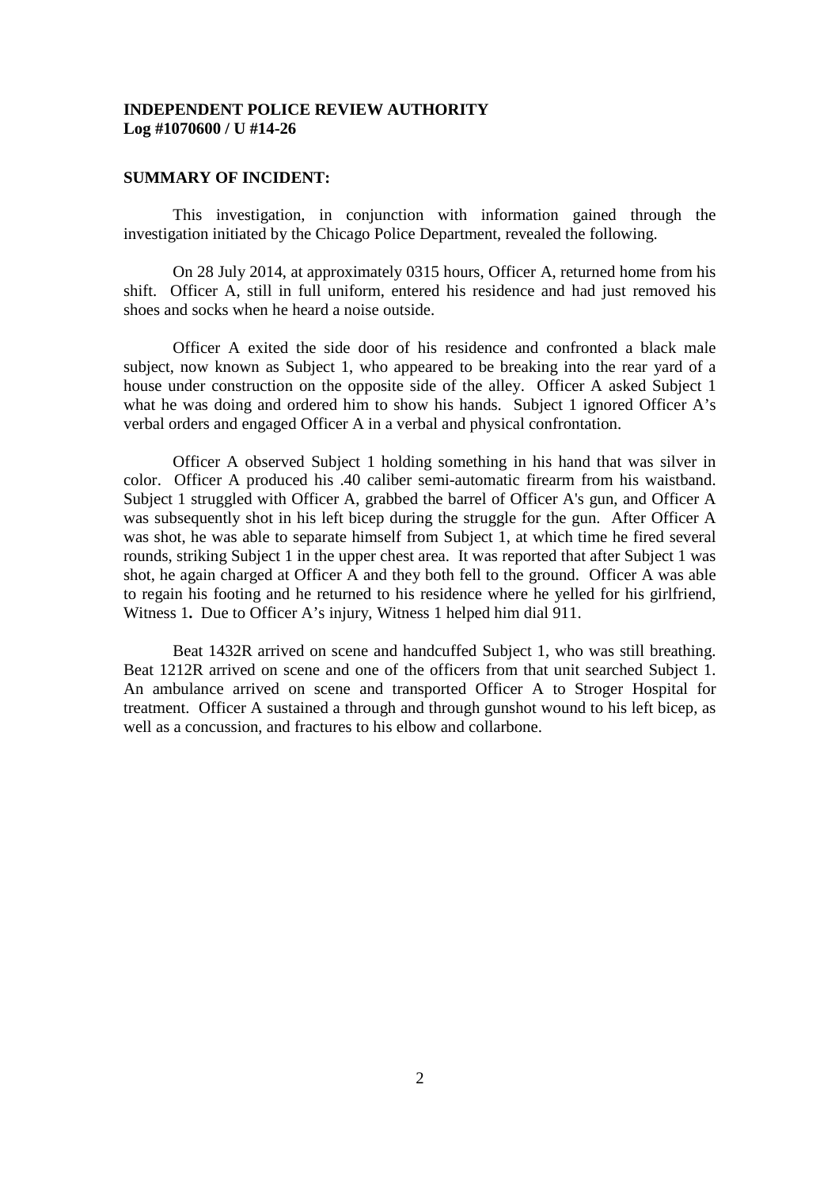**INDEPENDENT POLICE REVIEW AUTHORITY**
**Log #1070600 / U #14-26**

**SUMMARY OF INCIDENT:**

This investigation, in conjunction with information gained through the investigation initiated by the Chicago Police Department, revealed the following.

On 28 July 2014, at approximately 0315 hours, Officer A, returned home from his shift. Officer A, still in full uniform, entered his residence and had just removed his shoes and socks when he heard a noise outside.

Officer A exited the side door of his residence and confronted a black male subject, now known as Subject 1, who appeared to be breaking into the rear yard of a house under construction on the opposite side of the alley. Officer A asked Subject 1 what he was doing and ordered him to show his hands. Subject 1 ignored Officer A's verbal orders and engaged Officer A in a verbal and physical confrontation.

Officer A observed Subject 1 holding something in his hand that was silver in color. Officer A produced his .40 caliber semi-automatic firearm from his waistband. Subject 1 struggled with Officer A, grabbed the barrel of Officer A's gun, and Officer A was subsequently shot in his left bicep during the struggle for the gun. After Officer A was shot, he was able to separate himself from Subject 1, at which time he fired several rounds, striking Subject 1 in the upper chest area. It was reported that after Subject 1 was shot, he again charged at Officer A and they both fell to the ground. Officer A was able to regain his footing and he returned to his residence where he yelled for his girlfriend, Witness 1**.** Due to Officer A's injury, Witness 1 helped him dial 911.

Beat 1432R arrived on scene and handcuffed Subject 1, who was still breathing. Beat 1212R arrived on scene and one of the officers from that unit searched Subject 1. An ambulance arrived on scene and transported Officer A to Stroger Hospital for treatment. Officer A sustained a through and through gunshot wound to his left bicep, as well as a concussion, and fractures to his elbow and collarbone.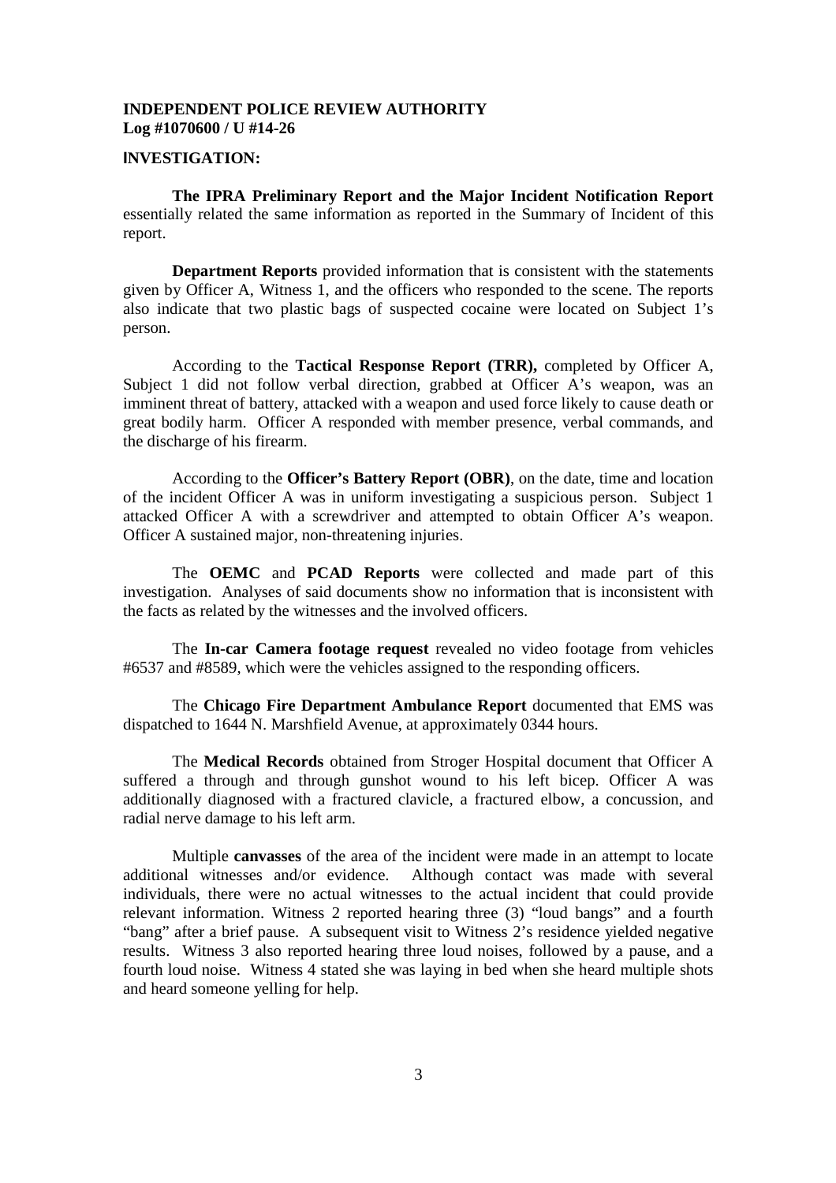**INDEPENDENT POLICE REVIEW AUTHORITY**
**Log #1070600 / U #14-26**

**INVESTIGATION:**

**The IPRA Preliminary Report and the Major Incident Notification Report** essentially related the same information as reported in the Summary of Incident of this report.

**Department Reports** provided information that is consistent with the statements given by Officer A, Witness 1, and the officers who responded to the scene. The reports also indicate that two plastic bags of suspected cocaine were located on Subject 1's person.

According to the **Tactical Response Report (TRR),** completed by Officer A, Subject 1 did not follow verbal direction, grabbed at Officer A's weapon, was an imminent threat of battery, attacked with a weapon and used force likely to cause death or great bodily harm. Officer A responded with member presence, verbal commands, and the discharge of his firearm.

According to the **Officer's Battery Report (OBR)**, on the date, time and location of the incident Officer A was in uniform investigating a suspicious person. Subject 1 attacked Officer A with a screwdriver and attempted to obtain Officer A's weapon. Officer A sustained major, non-threatening injuries.

The **OEMC** and **PCAD Reports** were collected and made part of this investigation. Analyses of said documents show no information that is inconsistent with the facts as related by the witnesses and the involved officers.

The **In-car Camera footage request** revealed no video footage from vehicles #6537 and #8589, which were the vehicles assigned to the responding officers.

The **Chicago Fire Department Ambulance Report** documented that EMS was dispatched to 1644 N. Marshfield Avenue, at approximately 0344 hours.

The **Medical Records** obtained from Stroger Hospital document that Officer A suffered a through and through gunshot wound to his left bicep. Officer A was additionally diagnosed with a fractured clavicle, a fractured elbow, a concussion, and radial nerve damage to his left arm.

Multiple **canvasses** of the area of the incident were made in an attempt to locate additional witnesses and/or evidence. Although contact was made with several individuals, there were no actual witnesses to the actual incident that could provide relevant information. Witness 2 reported hearing three (3) "loud bangs" and a fourth "bang" after a brief pause. A subsequent visit to Witness 2's residence yielded negative results. Witness 3 also reported hearing three loud noises, followed by a pause, and a fourth loud noise. Witness 4 stated she was laying in bed when she heard multiple shots and heard someone yelling for help.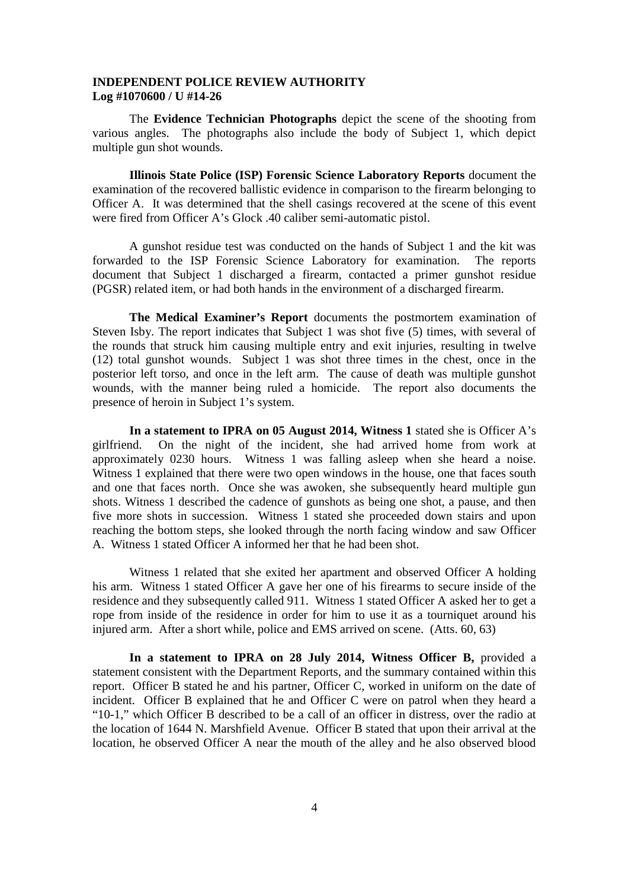**INDEPENDENT POLICE REVIEW AUTHORITY**
**Log #1070600 / U #14-26**

The **Evidence Technician Photographs** depict the scene of the shooting from various angles. The photographs also include the body of Subject 1, which depict multiple gun shot wounds.

**Illinois State Police (ISP) Forensic Science Laboratory Reports** document the examination of the recovered ballistic evidence in comparison to the firearm belonging to Officer A. It was determined that the shell casings recovered at the scene of this event were fired from Officer A's Glock .40 caliber semi-automatic pistol.

A gunshot residue test was conducted on the hands of Subject 1 and the kit was forwarded to the ISP Forensic Science Laboratory for examination. The reports document that Subject 1 discharged a firearm, contacted a primer gunshot residue (PGSR) related item, or had both hands in the environment of a discharged firearm.

**The Medical Examiner's Report** documents the postmortem examination of Steven Isby. The report indicates that Subject 1 was shot five (5) times, with several of the rounds that struck him causing multiple entry and exit injuries, resulting in twelve (12) total gunshot wounds. Subject 1 was shot three times in the chest, once in the posterior left torso, and once in the left arm. The cause of death was multiple gunshot wounds, with the manner being ruled a homicide. The report also documents the presence of heroin in Subject 1's system.

**In a statement to IPRA on 05 August 2014, Witness 1** stated she is Officer A's girlfriend. On the night of the incident, she had arrived home from work at approximately 0230 hours. Witness 1 was falling asleep when she heard a noise. Witness 1 explained that there were two open windows in the house, one that faces south and one that faces north. Once she was awoken, she subsequently heard multiple gun shots. Witness 1 described the cadence of gunshots as being one shot, a pause, and then five more shots in succession. Witness 1 stated she proceeded down stairs and upon reaching the bottom steps, she looked through the north facing window and saw Officer A. Witness 1 stated Officer A informed her that he had been shot.

Witness 1 related that she exited her apartment and observed Officer A holding his arm. Witness 1 stated Officer A gave her one of his firearms to secure inside of the residence and they subsequently called 911. Witness 1 stated Officer A asked her to get a rope from inside of the residence in order for him to use it as a tourniquet around his injured arm. After a short while, police and EMS arrived on scene. (Atts. 60, 63)

**In a statement to IPRA on 28 July 2014, Witness Officer B,** provided a statement consistent with the Department Reports, and the summary contained within this report. Officer B stated he and his partner, Officer C, worked in uniform on the date of incident. Officer B explained that he and Officer C were on patrol when they heard a "10-1," which Officer B described to be a call of an officer in distress, over the radio at the location of 1644 N. Marshfield Avenue. Officer B stated that upon their arrival at the location, he observed Officer A near the mouth of the alley and he also observed blood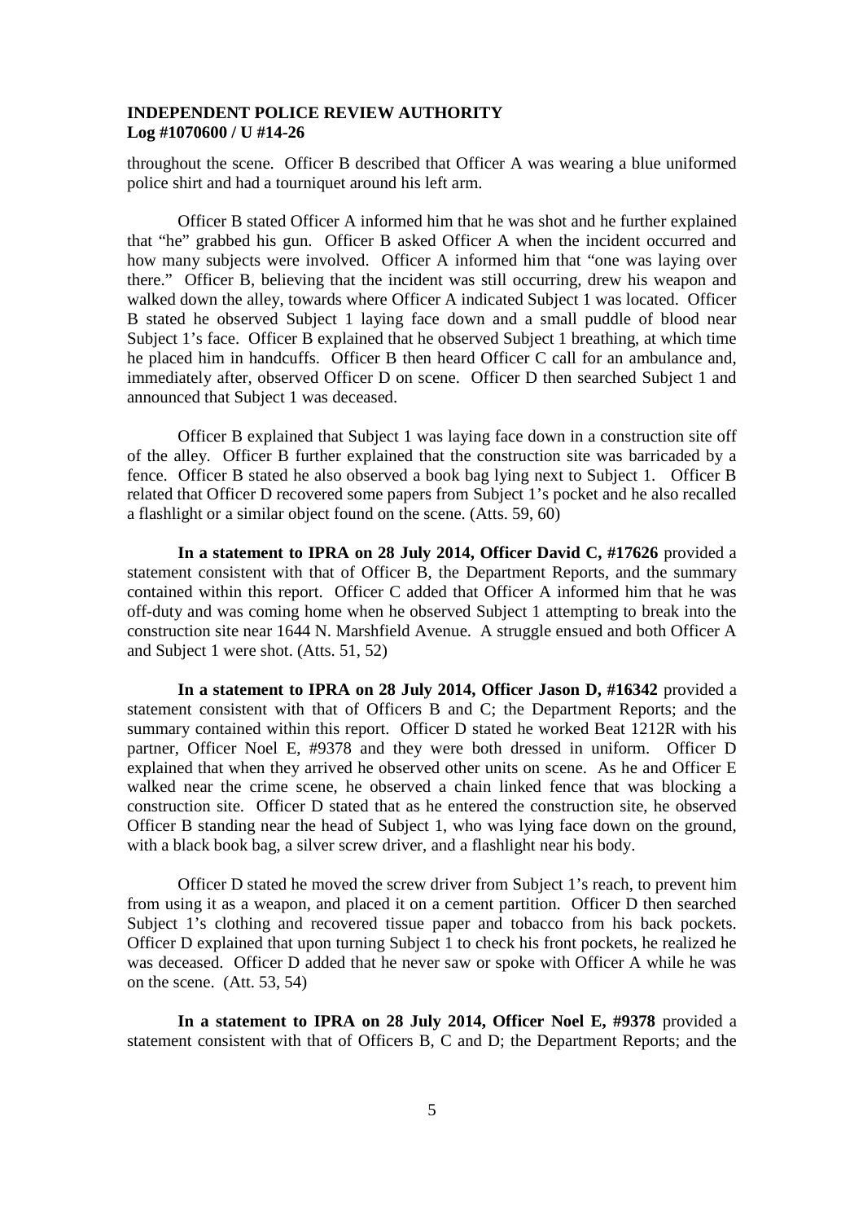throughout the scene. Officer B described that Officer A was wearing a blue uniformed police shirt and had a tourniquet around his left arm.

Officer B stated Officer A informed him that he was shot and he further explained that "he" grabbed his gun. Officer B asked Officer A when the incident occurred and how many subjects were involved. Officer A informed him that "one was laying over there." Officer B, believing that the incident was still occurring, drew his weapon and walked down the alley, towards where Officer A indicated Subject 1 was located. Officer B stated he observed Subject 1 laying face down and a small puddle of blood near Subject 1's face. Officer B explained that he observed Subject 1 breathing, at which time he placed him in handcuffs. Officer B then heard Officer C call for an ambulance and, immediately after, observed Officer D on scene. Officer D then searched Subject 1 and announced that Subject 1 was deceased.

Officer B explained that Subject 1 was laying face down in a construction site off of the alley. Officer B further explained that the construction site was barricaded by a fence. Officer B stated he also observed a book bag lying next to Subject 1. Officer B related that Officer D recovered some papers from Subject 1's pocket and he also recalled a flashlight or a similar object found on the scene. (Atts. 59, 60)

**In a statement to IPRA on 28 July 2014, Officer David C, #17626** provided a statement consistent with that of Officer B, the Department Reports, and the summary contained within this report. Officer C added that Officer A informed him that he was off-duty and was coming home when he observed Subject 1 attempting to break into the construction site near 1644 N. Marshfield Avenue. A struggle ensued and both Officer A and Subject 1 were shot. (Atts. 51, 52)

**In a statement to IPRA on 28 July 2014, Officer Jason D, #16342** provided a statement consistent with that of Officers B and C; the Department Reports; and the summary contained within this report. Officer D stated he worked Beat 1212R with his partner, Officer Noel E, #9378 and they were both dressed in uniform. Officer D explained that when they arrived he observed other units on scene. As he and Officer E walked near the crime scene, he observed a chain linked fence that was blocking a construction site. Officer D stated that as he entered the construction site, he observed Officer B standing near the head of Subject 1, who was lying face down on the ground, with a black book bag, a silver screw driver, and a flashlight near his body.

Officer D stated he moved the screw driver from Subject 1's reach, to prevent him from using it as a weapon, and placed it on a cement partition. Officer D then searched Subject 1's clothing and recovered tissue paper and tobacco from his back pockets. Officer D explained that upon turning Subject 1 to check his front pockets, he realized he was deceased. Officer D added that he never saw or spoke with Officer A while he was on the scene. (Att. 53, 54)

**In a statement to IPRA on 28 July 2014, Officer Noel E, #9378** provided a statement consistent with that of Officers B, C and D; the Department Reports; and the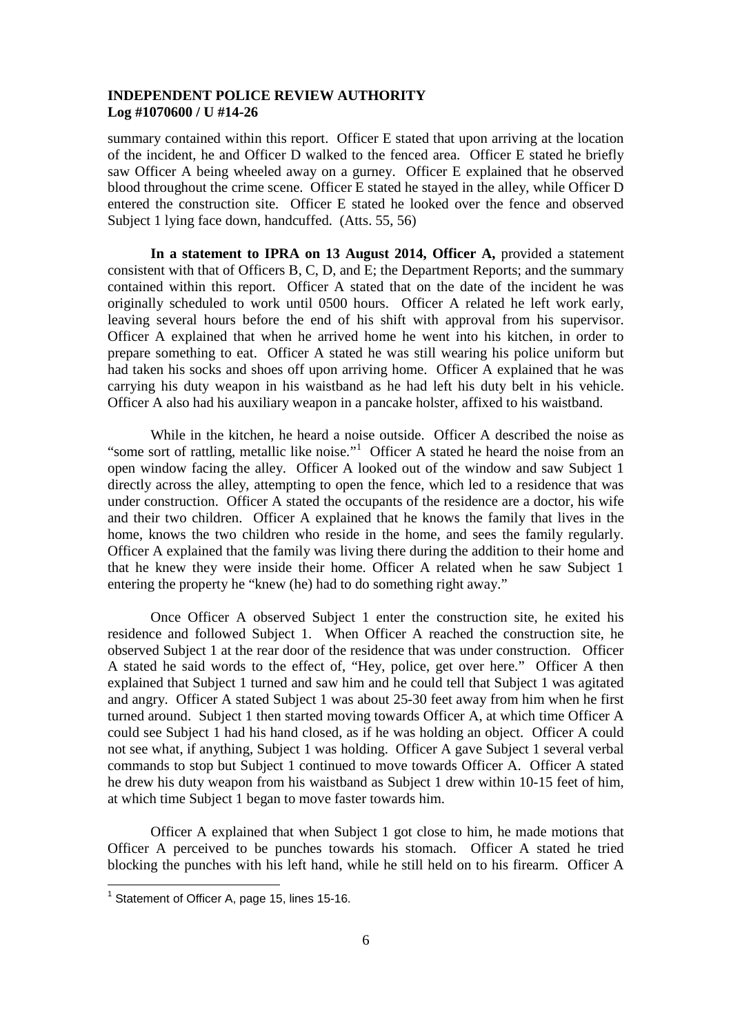summary contained within this report. Officer E stated that upon arriving at the location of the incident, he and Officer D walked to the fenced area. Officer E stated he briefly saw Officer A being wheeled away on a gurney. Officer E explained that he observed blood throughout the crime scene. Officer E stated he stayed in the alley, while Officer D entered the construction site. Officer E stated he looked over the fence and observed Subject 1 lying face down, handcuffed. (Atts. 55, 56)

**In a statement to IPRA on 13 August 2014, Officer A,** provided a statement consistent with that of Officers B, C, D, and E; the Department Reports; and the summary contained within this report. Officer A stated that on the date of the incident he was originally scheduled to work until 0500 hours. Officer A related he left work early, leaving several hours before the end of his shift with approval from his supervisor. Officer A explained that when he arrived home he went into his kitchen, in order to prepare something to eat. Officer A stated he was still wearing his police uniform but had taken his socks and shoes off upon arriving home. Officer A explained that he was carrying his duty weapon in his waistband as he had left his duty belt in his vehicle. Officer A also had his auxiliary weapon in a pancake holster, affixed to his waistband.

While in the kitchen, he heard a noise outside. Officer A described the noise as "some sort of rattling, metallic like noise."[1] Officer A stated he heard the noise from an open window facing the alley. Officer A looked out of the window and saw Subject 1 directly across the alley, attempting to open the fence, which led to a residence that was under construction. Officer A stated the occupants of the residence are a doctor, his wife and their two children. Officer A explained that he knows the family that lives in the home, knows the two children who reside in the home, and sees the family regularly. Officer A explained that the family was living there during the addition to their home and that he knew they were inside their home. Officer A related when he saw Subject 1 entering the property he "knew (he) had to do something right away."

Once Officer A observed Subject 1 enter the construction site, he exited his residence and followed Subject 1. When Officer A reached the construction site, he observed Subject 1 at the rear door of the residence that was under construction. Officer A stated he said words to the effect of, "Hey, police, get over here." Officer A then explained that Subject 1 turned and saw him and he could tell that Subject 1 was agitated and angry. Officer A stated Subject 1 was about 25-30 feet away from him when he first turned around. Subject 1 then started moving towards Officer A, at which time Officer A could see Subject 1 had his hand closed, as if he was holding an object. Officer A could not see what, if anything, Subject 1 was holding. Officer A gave Subject 1 several verbal commands to stop but Subject 1 continued to move towards Officer A. Officer A stated he drew his duty weapon from his waistband as Subject 1 drew within 10-15 feet of him, at which time Subject 1 began to move faster towards him.

Officer A explained that when Subject 1 got close to him, he made motions that Officer A perceived to be punches towards his stomach. Officer A stated he tried blocking the punches with his left hand, while he still held on to his firearm. Officer A

[1] Statement of Officer A, page 15, lines 15-16.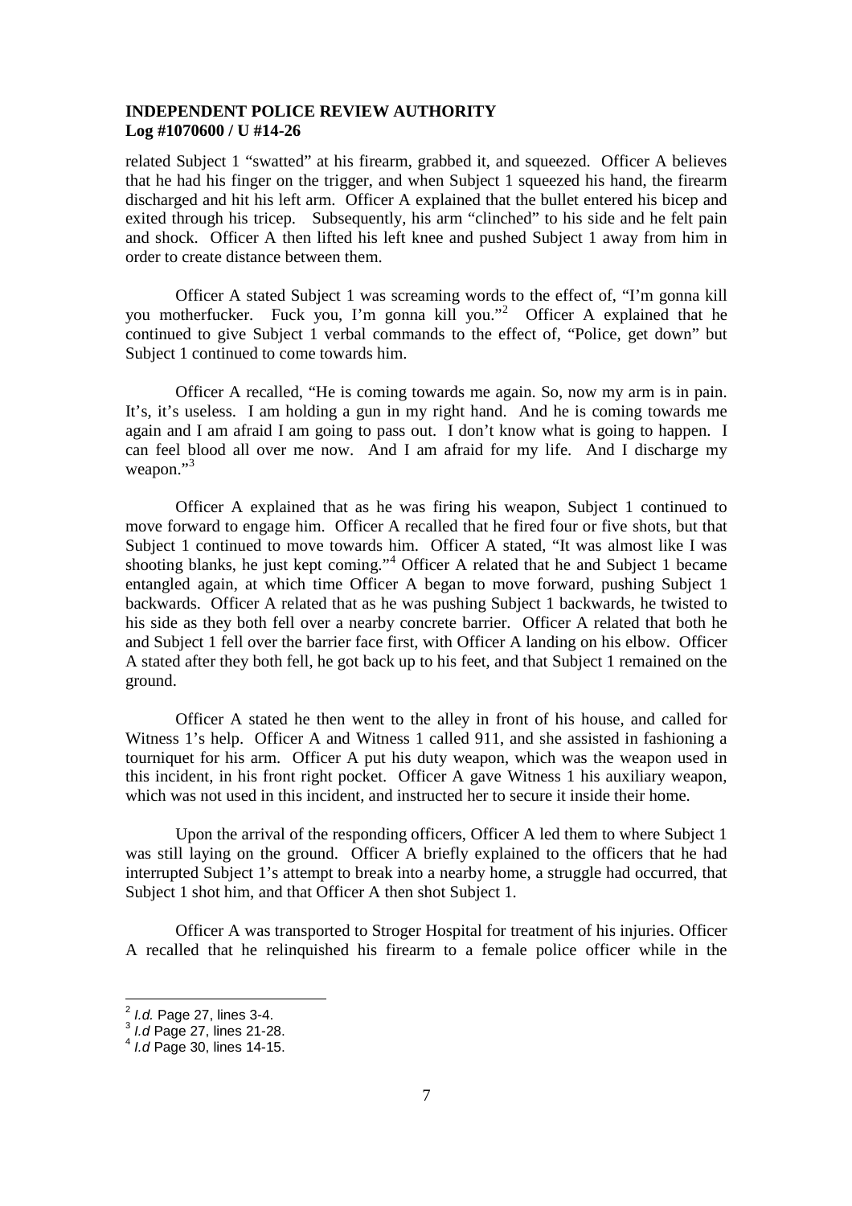related Subject 1 "swatted" at his firearm, grabbed it, and squeezed. Officer A believes that he had his finger on the trigger, and when Subject 1 squeezed his hand, the firearm discharged and hit his left arm. Officer A explained that the bullet entered his bicep and exited through his tricep. Subsequently, his arm "clinched" to his side and he felt pain and shock. Officer A then lifted his left knee and pushed Subject 1 away from him in order to create distance between them.

Officer A stated Subject 1 was screaming words to the effect of, "I'm gonna kill you motherfucker. Fuck you, I'm gonna kill you."[2] Officer A explained that he continued to give Subject 1 verbal commands to the effect of, "Police, get down" but Subject 1 continued to come towards him.

Officer A recalled, "He is coming towards me again. So, now my arm is in pain. It's, it's useless. I am holding a gun in my right hand. And he is coming towards me again and I am afraid I am going to pass out. I don't know what is going to happen. I can feel blood all over me now. And I am afraid for my life. And I discharge my weapon."[3]

Officer A explained that as he was firing his weapon, Subject 1 continued to move forward to engage him. Officer A recalled that he fired four or five shots, but that Subject 1 continued to move towards him. Officer A stated, "It was almost like I was shooting blanks, he just kept coming."[4] Officer A related that he and Subject 1 became entangled again, at which time Officer A began to move forward, pushing Subject 1 backwards. Officer A related that as he was pushing Subject 1 backwards, he twisted to his side as they both fell over a nearby concrete barrier. Officer A related that both he and Subject 1 fell over the barrier face first, with Officer A landing on his elbow. Officer A stated after they both fell, he got back up to his feet, and that Subject 1 remained on the ground.

Officer A stated he then went to the alley in front of his house, and called for Witness 1's help. Officer A and Witness 1 called 911, and she assisted in fashioning a tourniquet for his arm. Officer A put his duty weapon, which was the weapon used in this incident, in his front right pocket. Officer A gave Witness 1 his auxiliary weapon, which was not used in this incident, and instructed her to secure it inside their home.

Upon the arrival of the responding officers, Officer A led them to where Subject 1 was still laying on the ground. Officer A briefly explained to the officers that he had interrupted Subject 1's attempt to break into a nearby home, a struggle had occurred, that Subject 1 shot him, and that Officer A then shot Subject 1.

Officer A was transported to Stroger Hospital for treatment of his injuries. Officer A recalled that he relinquished his firearm to a female police officer while in the

---

[2] *I.d.* Page 27, lines 3-4.

[3] *I.d* Page 27, lines 21-28.

[4] *I.d* Page 30, lines 14-15.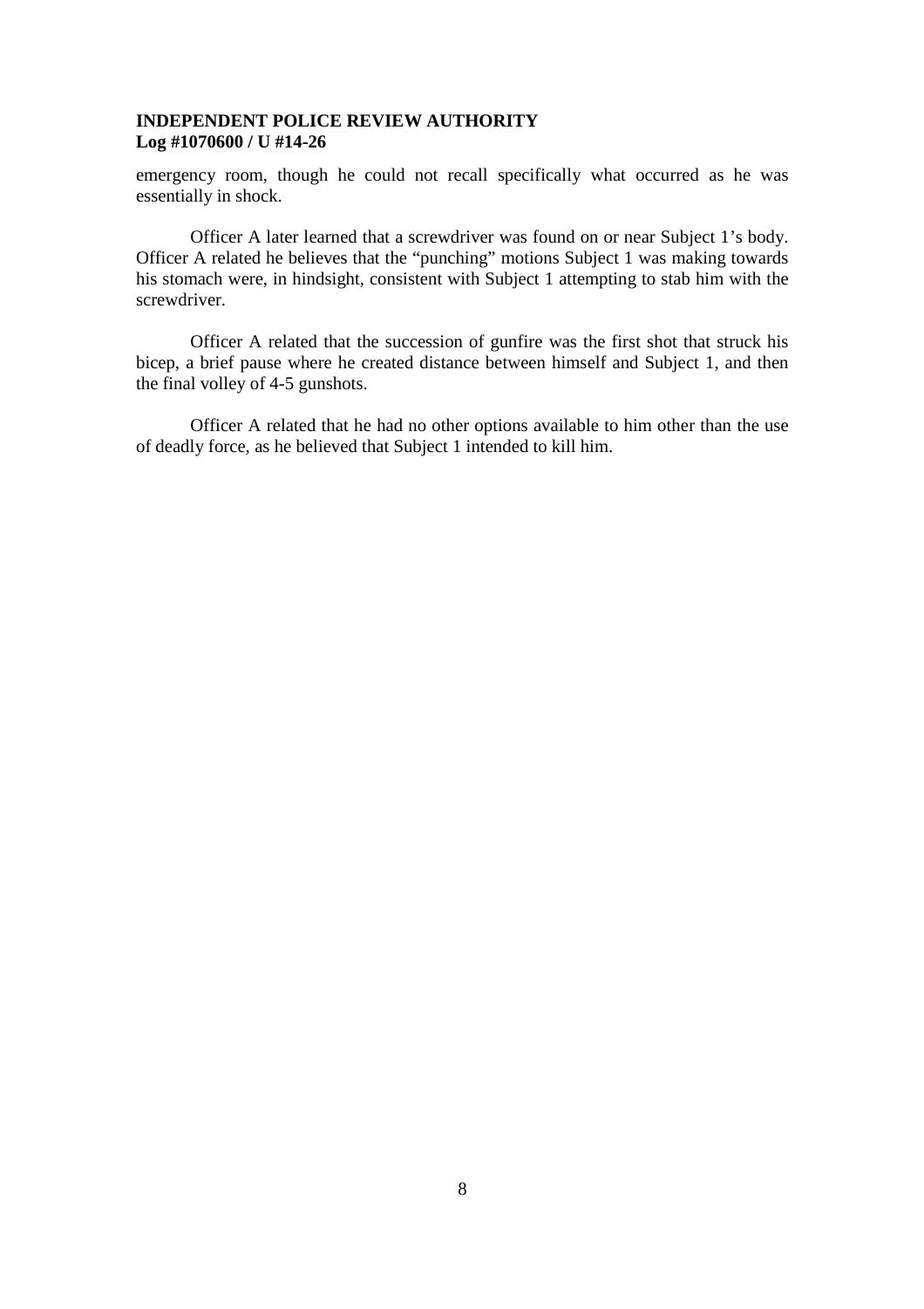emergency room, though he could not recall specifically what occurred as he was essentially in shock.

Officer A later learned that a screwdriver was found on or near Subject 1's body. Officer A related he believes that the "punching" motions Subject 1 was making towards his stomach were, in hindsight, consistent with Subject 1 attempting to stab him with the screwdriver.

Officer A related that the succession of gunfire was the first shot that struck his bicep, a brief pause where he created distance between himself and Subject 1, and then the final volley of 4-5 gunshots.

Officer A related that he had no other options available to him other than the use of deadly force, as he believed that Subject 1 intended to kill him.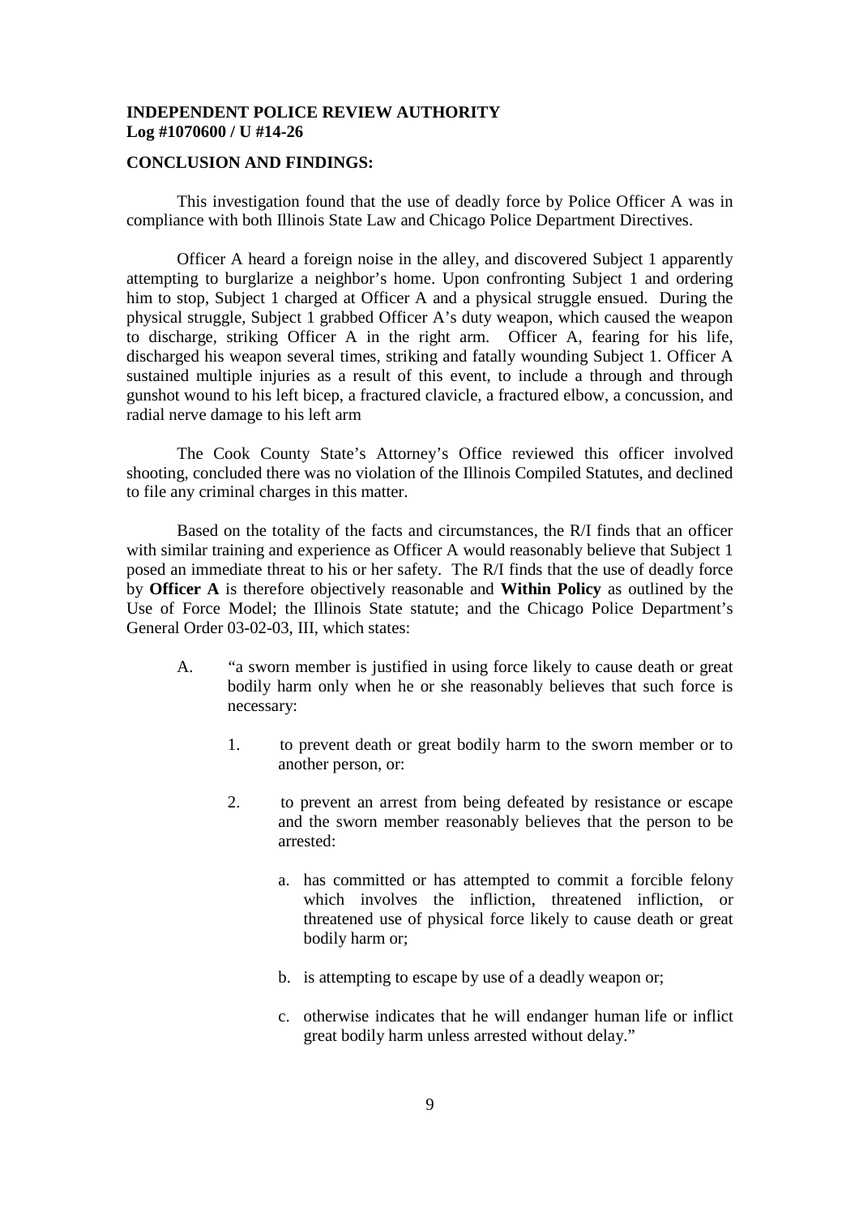**INDEPENDENT POLICE REVIEW AUTHORITY**
**Log #1070600 / U #14-26**

**CONCLUSION AND FINDINGS:**

This investigation found that the use of deadly force by Police Officer A was in compliance with both Illinois State Law and Chicago Police Department Directives.

Officer A heard a foreign noise in the alley, and discovered Subject 1 apparently attempting to burglarize a neighbor's home. Upon confronting Subject 1 and ordering him to stop, Subject 1 charged at Officer A and a physical struggle ensued. During the physical struggle, Subject 1 grabbed Officer A's duty weapon, which caused the weapon to discharge, striking Officer A in the right arm. Officer A, fearing for his life, discharged his weapon several times, striking and fatally wounding Subject 1. Officer A sustained multiple injuries as a result of this event, to include a through and through gunshot wound to his left bicep, a fractured clavicle, a fractured elbow, a concussion, and radial nerve damage to his left arm

The Cook County State's Attorney's Office reviewed this officer involved shooting, concluded there was no violation of the Illinois Compiled Statutes, and declined to file any criminal charges in this matter.

Based on the totality of the facts and circumstances, the R/I finds that an officer with similar training and experience as Officer A would reasonably believe that Subject 1 posed an immediate threat to his or her safety. The R/I finds that the use of deadly force by **Officer A** is therefore objectively reasonable and **Within Policy** as outlined by the Use of Force Model; the Illinois State statute; and the Chicago Police Department's General Order 03-02-03, III, which states:

A. "a sworn member is justified in using force likely to cause death or great bodily harm only when he or she reasonably believes that such force is necessary:

   1. to prevent death or great bodily harm to the sworn member or to another person, or:

   2. to prevent an arrest from being defeated by resistance or escape and the sworn member reasonably believes that the person to be arrested:

      a. has committed or has attempted to commit a forcible felony which involves the infliction, threatened infliction, or threatened use of physical force likely to cause death or great bodily harm or;

      b. is attempting to escape by use of a deadly weapon or;

      c. otherwise indicates that he will endanger human life or inflict great bodily harm unless arrested without delay."